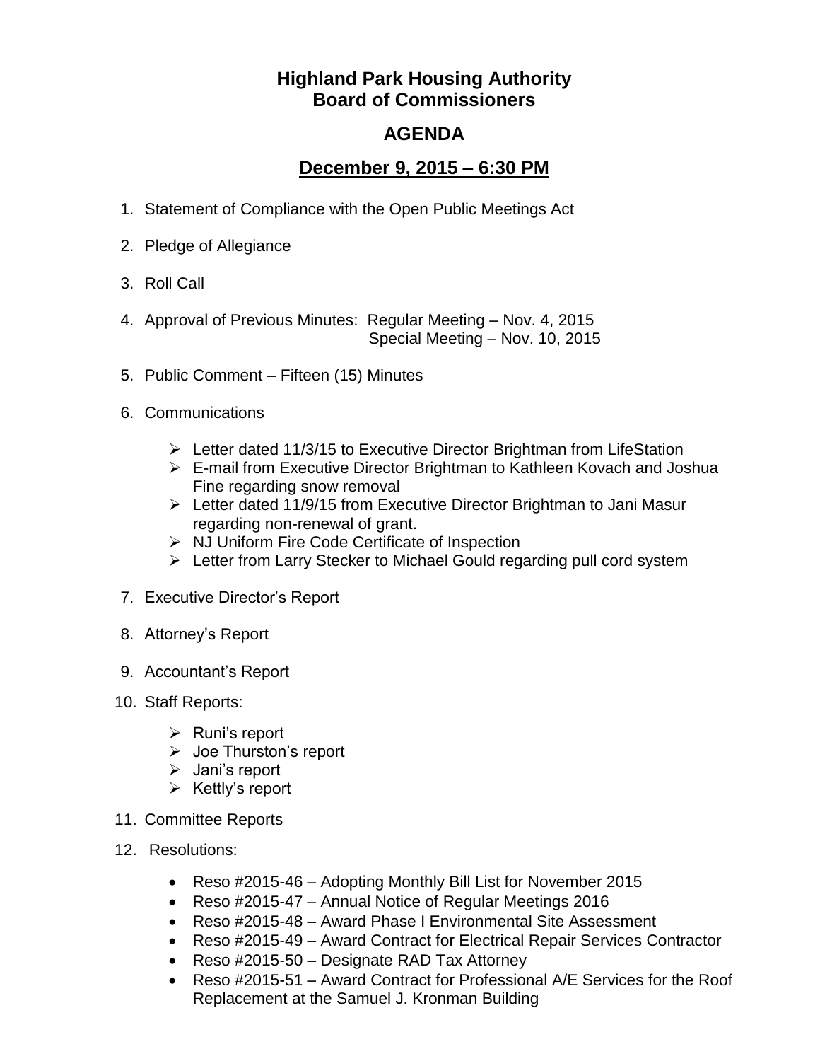# Highland Park Housing Authority
# Board of Commissioners

## AGENDA

## December 9, 2015 – 6:30 PM

1. Statement of Compliance with the Open Public Meetings Act

2. Pledge of Allegiance

3. Roll Call

4. Approval of Previous Minutes: Regular Meeting – Nov. 4, 2015
   Special Meeting – Nov. 10, 2015

5. Public Comment – Fifteen (15) Minutes

6. Communications

   - Letter dated 11/3/15 to Executive Director Brightman from LifeStation
   - E-mail from Executive Director Brightman to Kathleen Kovach and Joshua Fine regarding snow removal
   - Letter dated 11/9/15 from Executive Director Brightman to Jani Masur regarding non-renewal of grant.
   - NJ Uniform Fire Code Certificate of Inspection
   - Letter from Larry Stecker to Michael Gould regarding pull cord system

7. Executive Director's Report

8. Attorney's Report

9. Accountant's Report

10. Staff Reports:

    - Runi's report
    - Joe Thurston's report
    - Jani's report
    - Kettly's report

11. Committee Reports

12. Resolutions:

    - Reso #2015-46 – Adopting Monthly Bill List for November 2015
    - Reso #2015-47 – Annual Notice of Regular Meetings 2016
    - Reso #2015-48 – Award Phase I Environmental Site Assessment
    - Reso #2015-49 – Award Contract for Electrical Repair Services Contractor
    - Reso #2015-50 – Designate RAD Tax Attorney
    - Reso #2015-51 – Award Contract for Professional A/E Services for the Roof Replacement at the Samuel J. Kronman Building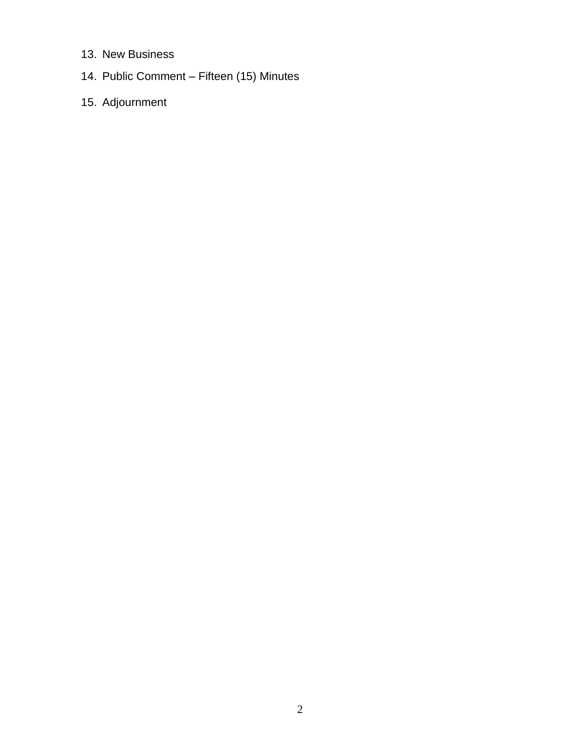13. New Business
14. Public Comment – Fifteen (15) Minutes
15. Adjournment